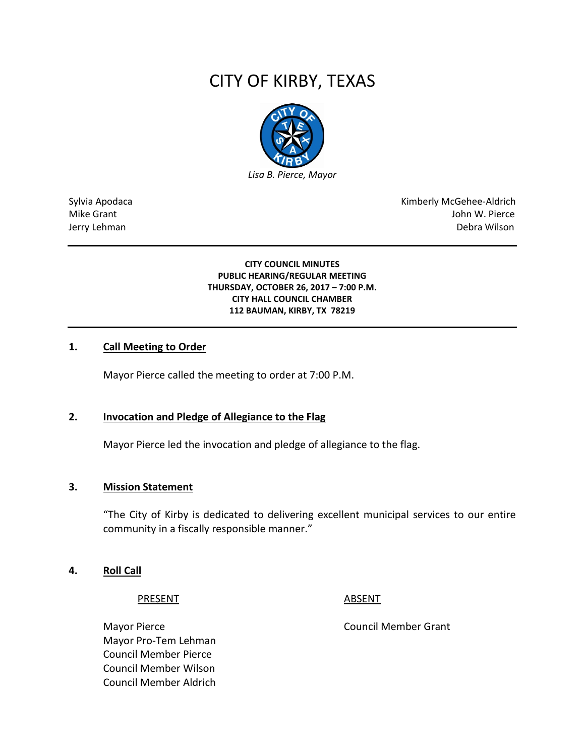# CITY OF KIRBY, TEXAS

*Lisa B. Pierce, Mayor*

Sylvia Apodaca
Mike Grant
Jerry Lehman

Kimberly McGehee-Aldrich
John W. Pierce
Debra Wilson

---

**CITY COUNCIL MINUTES**
**PUBLIC HEARING/REGULAR MEETING**
**THURSDAY, OCTOBER 26, 2017 – 7:00 P.M.**
**CITY HALL COUNCIL CHAMBER**
**112 BAUMAN, KIRBY, TX 78219**

---

## 1. Call Meeting to Order

Mayor Pierce called the meeting to order at 7:00 P.M.

## 2. Invocation and Pledge of Allegiance to the Flag

Mayor Pierce led the invocation and pledge of allegiance to the flag.

## 3. Mission Statement

"The City of Kirby is dedicated to delivering excellent municipal services to our entire community in a fiscally responsible manner."

## 4. Roll Call

| PRESENT | ABSENT |
| --- | --- |
| Mayor Pierce | Council Member Grant |
| Mayor Pro-Tem Lehman | |
| Council Member Pierce | |
| Council Member Wilson | |
| Council Member Aldrich | |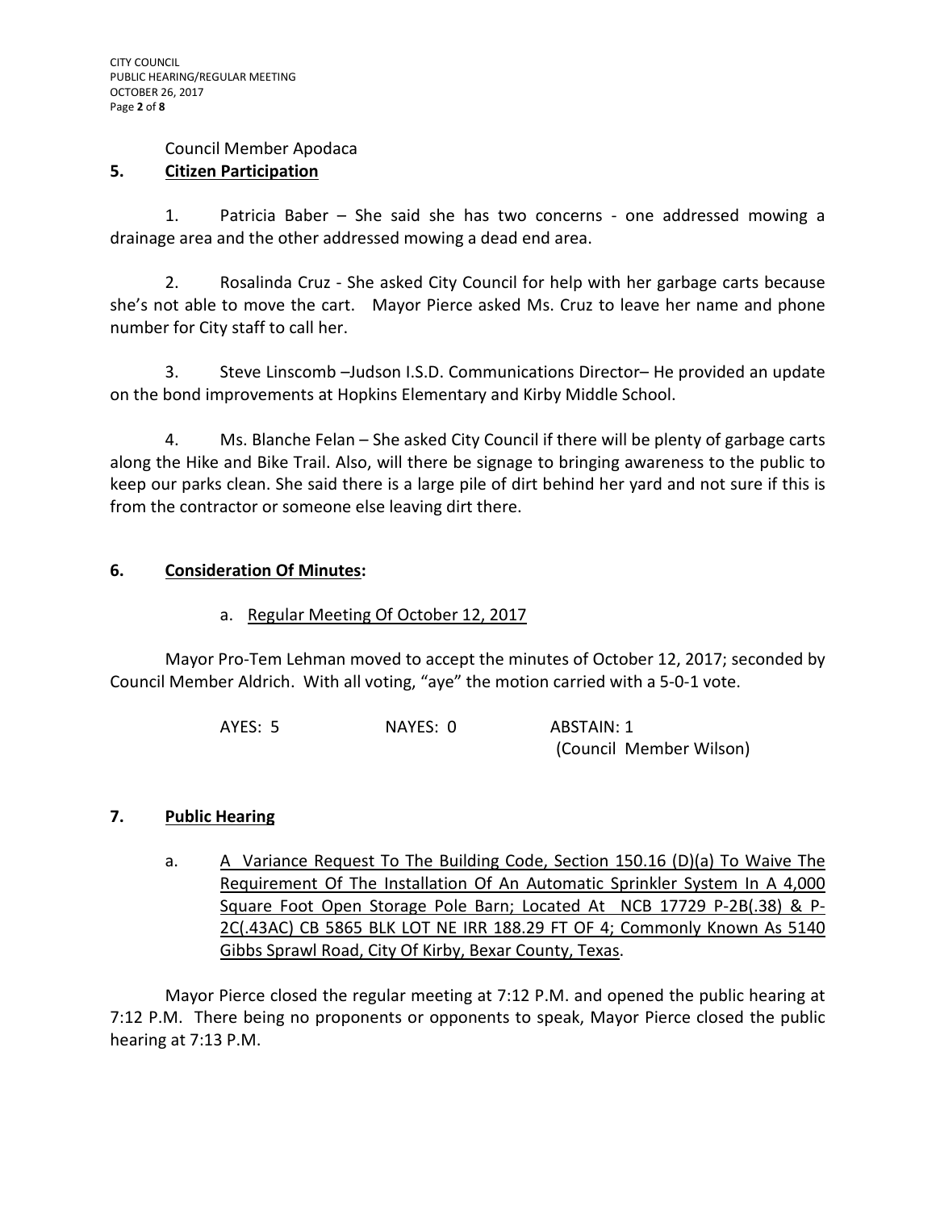Council Member Apodaca

## 5. Citizen Participation

1. Patricia Baber – She said she has two concerns - one addressed mowing a drainage area and the other addressed mowing a dead end area.

2. Rosalinda Cruz - She asked City Council for help with her garbage carts because she's not able to move the cart. Mayor Pierce asked Ms. Cruz to leave her name and phone number for City staff to call her.

3. Steve Linscomb –Judson I.S.D. Communications Director– He provided an update on the bond improvements at Hopkins Elementary and Kirby Middle School.

4. Ms. Blanche Felan – She asked City Council if there will be plenty of garbage carts along the Hike and Bike Trail. Also, will there be signage to bringing awareness to the public to keep our parks clean. She said there is a large pile of dirt behind her yard and not sure if this is from the contractor or someone else leaving dirt there.

## 6. Consideration Of Minutes:

a. Regular Meeting Of October 12, 2017

Mayor Pro-Tem Lehman moved to accept the minutes of October 12, 2017; seconded by Council Member Aldrich. With all voting, "aye" the motion carried with a 5-0-1 vote.

AYES: 5 NAYES: 0 ABSTAIN: 1 (Council Member Wilson)

## 7. Public Hearing

a. A Variance Request To The Building Code, Section 150.16 (D)(a) To Waive The Requirement Of The Installation Of An Automatic Sprinkler System In A 4,000 Square Foot Open Storage Pole Barn; Located At NCB 17729 P-2B(.38) & P-2C(.43AC) CB 5865 BLK LOT NE IRR 188.29 FT OF 4; Commonly Known As 5140 Gibbs Sprawl Road, City Of Kirby, Bexar County, Texas.

Mayor Pierce closed the regular meeting at 7:12 P.M. and opened the public hearing at 7:12 P.M. There being no proponents or opponents to speak, Mayor Pierce closed the public hearing at 7:13 P.M.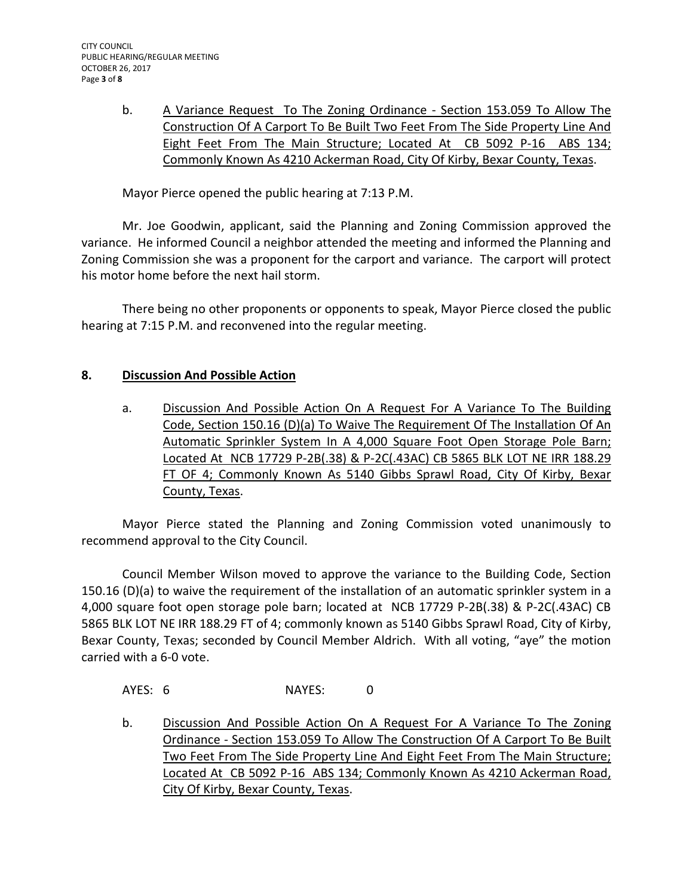b. <u>A Variance Request To The Zoning Ordinance - Section 153.059 To Allow The Construction Of A Carport To Be Built Two Feet From The Side Property Line And Eight Feet From The Main Structure; Located At CB 5092 P-16 ABS 134; Commonly Known As 4210 Ackerman Road, City Of Kirby, Bexar County, Texas</u>.

Mayor Pierce opened the public hearing at 7:13 P.M.

Mr. Joe Goodwin, applicant, said the Planning and Zoning Commission approved the variance. He informed Council a neighbor attended the meeting and informed the Planning and Zoning Commission she was a proponent for the carport and variance. The carport will protect his motor home before the next hail storm.

There being no other proponents or opponents to speak, Mayor Pierce closed the public hearing at 7:15 P.M. and reconvened into the regular meeting.

## 8. Discussion And Possible Action

a. <u>Discussion And Possible Action On A Request For A Variance To The Building Code, Section 150.16 (D)(a) To Waive The Requirement Of The Installation Of An Automatic Sprinkler System In A 4,000 Square Foot Open Storage Pole Barn; Located At NCB 17729 P-2B(.38) & P-2C(.43AC) CB 5865 BLK LOT NE IRR 188.29 FT OF 4; Commonly Known As 5140 Gibbs Sprawl Road, City Of Kirby, Bexar County, Texas</u>.

Mayor Pierce stated the Planning and Zoning Commission voted unanimously to recommend approval to the City Council.

Council Member Wilson moved to approve the variance to the Building Code, Section 150.16 (D)(a) to waive the requirement of the installation of an automatic sprinkler system in a 4,000 square foot open storage pole barn; located at NCB 17729 P-2B(.38) & P-2C(.43AC) CB 5865 BLK LOT NE IRR 188.29 FT of 4; commonly known as 5140 Gibbs Sprawl Road, City of Kirby, Bexar County, Texas; seconded by Council Member Aldrich. With all voting, "aye" the motion carried with a 6-0 vote.

AYES: 6 NAYES: 0

b. <u>Discussion And Possible Action On A Request For A Variance To The Zoning Ordinance - Section 153.059 To Allow The Construction Of A Carport To Be Built Two Feet From The Side Property Line And Eight Feet From The Main Structure; Located At CB 5092 P-16 ABS 134; Commonly Known As 4210 Ackerman Road, City Of Kirby, Bexar County, Texas</u>.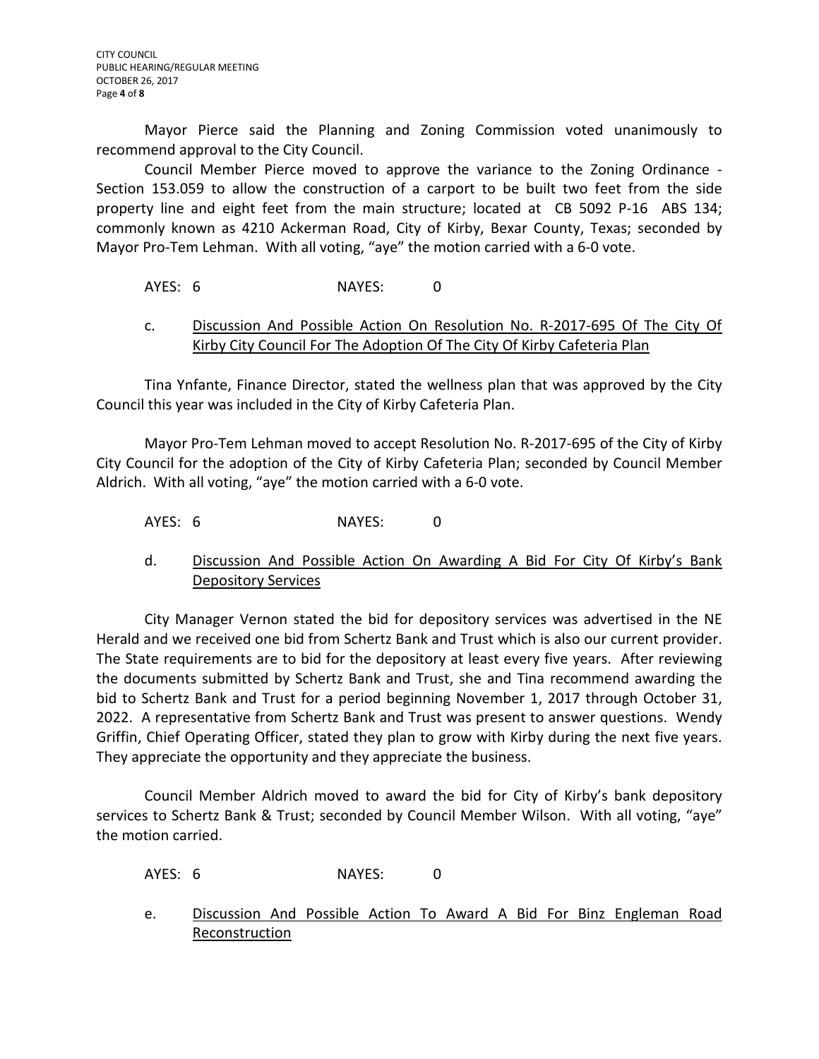Mayor Pierce said the Planning and Zoning Commission voted unanimously to recommend approval to the City Council.

Council Member Pierce moved to approve the variance to the Zoning Ordinance - Section 153.059 to allow the construction of a carport to be built two feet from the side property line and eight feet from the main structure; located at CB 5092 P-16 ABS 134; commonly known as 4210 Ackerman Road, City of Kirby, Bexar County, Texas; seconded by Mayor Pro-Tem Lehman. With all voting, "aye" the motion carried with a 6-0 vote.

AYES: 6 NAYES: 0

c. Discussion And Possible Action On Resolution No. R-2017-695 Of The City Of Kirby City Council For The Adoption Of The City Of Kirby Cafeteria Plan

Tina Ynfante, Finance Director, stated the wellness plan that was approved by the City Council this year was included in the City of Kirby Cafeteria Plan.

Mayor Pro-Tem Lehman moved to accept Resolution No. R-2017-695 of the City of Kirby City Council for the adoption of the City of Kirby Cafeteria Plan; seconded by Council Member Aldrich. With all voting, "aye" the motion carried with a 6-0 vote.

AYES: 6 NAYES: 0

d. Discussion And Possible Action On Awarding A Bid For City Of Kirby's Bank Depository Services

City Manager Vernon stated the bid for depository services was advertised in the NE Herald and we received one bid from Schertz Bank and Trust which is also our current provider. The State requirements are to bid for the depository at least every five years. After reviewing the documents submitted by Schertz Bank and Trust, she and Tina recommend awarding the bid to Schertz Bank and Trust for a period beginning November 1, 2017 through October 31, 2022. A representative from Schertz Bank and Trust was present to answer questions. Wendy Griffin, Chief Operating Officer, stated they plan to grow with Kirby during the next five years. They appreciate the opportunity and they appreciate the business.

Council Member Aldrich moved to award the bid for City of Kirby's bank depository services to Schertz Bank & Trust; seconded by Council Member Wilson. With all voting, "aye" the motion carried.

AYES: 6 NAYES: 0

e. Discussion And Possible Action To Award A Bid For Binz Engleman Road Reconstruction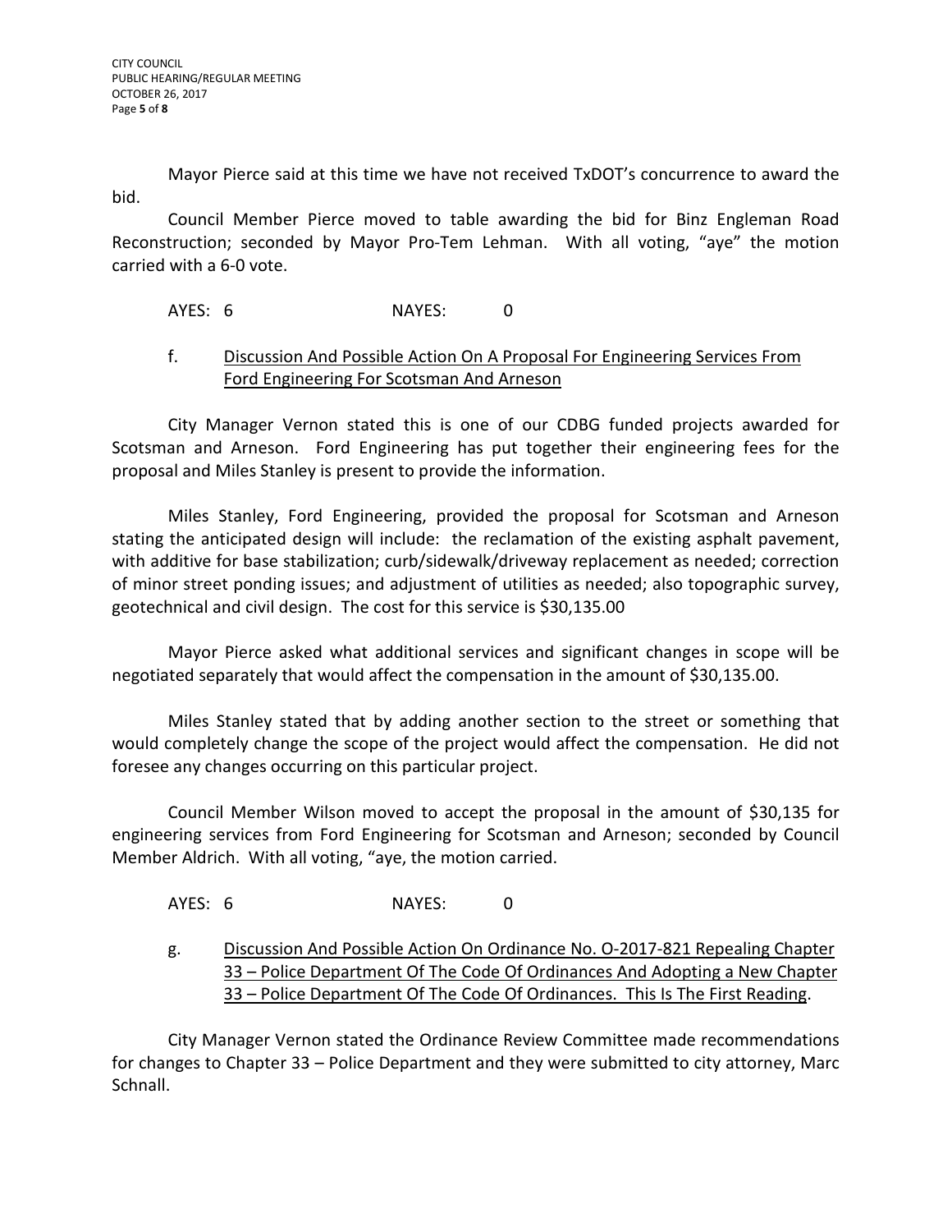Mayor Pierce said at this time we have not received TxDOT's concurrence to award the bid.

Council Member Pierce moved to table awarding the bid for Binz Engleman Road Reconstruction; seconded by Mayor Pro-Tem Lehman. With all voting, "aye" the motion carried with a 6-0 vote.

AYES: 6 NAYES: 0

f. <u>Discussion And Possible Action On A Proposal For Engineering Services From Ford Engineering For Scotsman And Arneson</u>

City Manager Vernon stated this is one of our CDBG funded projects awarded for Scotsman and Arneson. Ford Engineering has put together their engineering fees for the proposal and Miles Stanley is present to provide the information.

Miles Stanley, Ford Engineering, provided the proposal for Scotsman and Arneson stating the anticipated design will include: the reclamation of the existing asphalt pavement, with additive for base stabilization; curb/sidewalk/driveway replacement as needed; correction of minor street ponding issues; and adjustment of utilities as needed; also topographic survey, geotechnical and civil design. The cost for this service is $30,135.00

Mayor Pierce asked what additional services and significant changes in scope will be negotiated separately that would affect the compensation in the amount of $30,135.00.

Miles Stanley stated that by adding another section to the street or something that would completely change the scope of the project would affect the compensation. He did not foresee any changes occurring on this particular project.

Council Member Wilson moved to accept the proposal in the amount of $30,135 for engineering services from Ford Engineering for Scotsman and Arneson; seconded by Council Member Aldrich. With all voting, "aye, the motion carried.

AYES: 6 NAYES: 0

g. <u>Discussion And Possible Action On Ordinance No. O-2017-821 Repealing Chapter 33 – Police Department Of The Code Of Ordinances And Adopting a New Chapter 33 – Police Department Of The Code Of Ordinances. This Is The First Reading</u>.

City Manager Vernon stated the Ordinance Review Committee made recommendations for changes to Chapter 33 – Police Department and they were submitted to city attorney, Marc Schnall.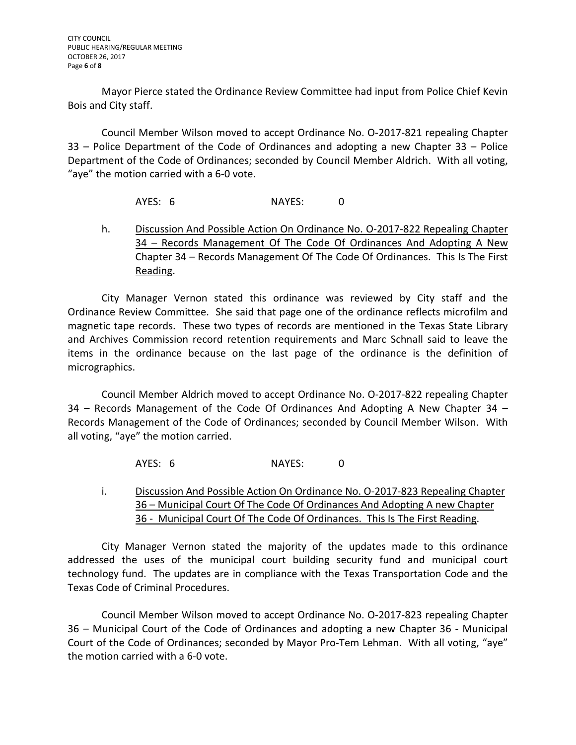Mayor Pierce stated the Ordinance Review Committee had input from Police Chief Kevin Bois and City staff.

Council Member Wilson moved to accept Ordinance No. O-2017-821 repealing Chapter 33 – Police Department of the Code of Ordinances and adopting a new Chapter 33 – Police Department of the Code of Ordinances; seconded by Council Member Aldrich. With all voting, "aye" the motion carried with a 6-0 vote.

AYES: 6 NAYES: 0

h. Discussion And Possible Action On Ordinance No. O-2017-822 Repealing Chapter 34 – Records Management Of The Code Of Ordinances And Adopting A New Chapter 34 – Records Management Of The Code Of Ordinances. This Is The First Reading.

City Manager Vernon stated this ordinance was reviewed by City staff and the Ordinance Review Committee. She said that page one of the ordinance reflects microfilm and magnetic tape records. These two types of records are mentioned in the Texas State Library and Archives Commission record retention requirements and Marc Schnall said to leave the items in the ordinance because on the last page of the ordinance is the definition of micrographics.

Council Member Aldrich moved to accept Ordinance No. O-2017-822 repealing Chapter 34 – Records Management of the Code Of Ordinances And Adopting A New Chapter 34 – Records Management of the Code of Ordinances; seconded by Council Member Wilson. With all voting, "aye" the motion carried.

AYES: 6 NAYES: 0

i. Discussion And Possible Action On Ordinance No. O-2017-823 Repealing Chapter 36 – Municipal Court Of The Code Of Ordinances And Adopting A new Chapter 36 - Municipal Court Of The Code Of Ordinances. This Is The First Reading.

City Manager Vernon stated the majority of the updates made to this ordinance addressed the uses of the municipal court building security fund and municipal court technology fund. The updates are in compliance with the Texas Transportation Code and the Texas Code of Criminal Procedures.

Council Member Wilson moved to accept Ordinance No. O-2017-823 repealing Chapter 36 – Municipal Court of the Code of Ordinances and adopting a new Chapter 36 - Municipal Court of the Code of Ordinances; seconded by Mayor Pro-Tem Lehman. With all voting, "aye" the motion carried with a 6-0 vote.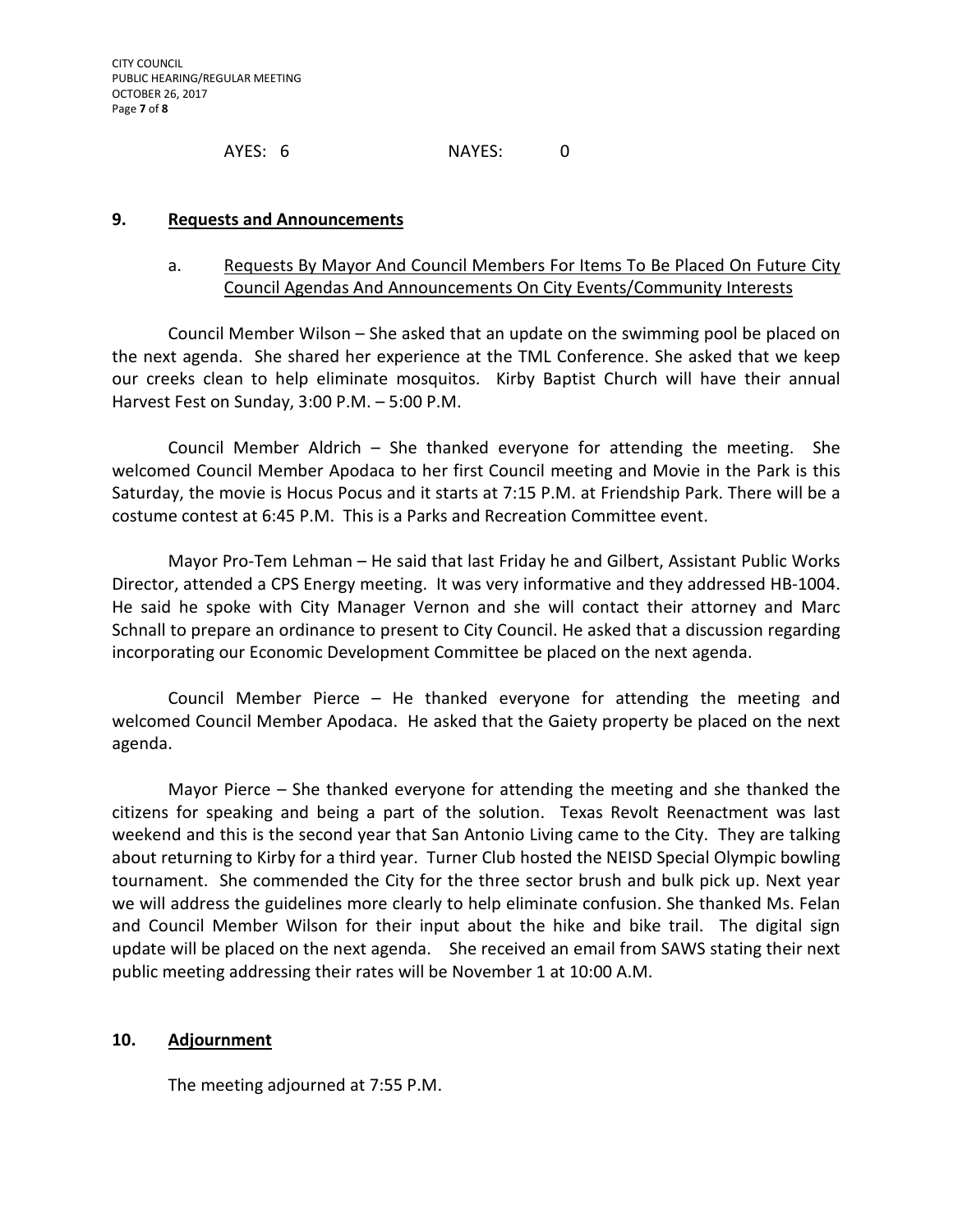AYES: 6 NAYES: 0

## 9. Requests and Announcements

### a. Requests By Mayor And Council Members For Items To Be Placed On Future City Council Agendas And Announcements On City Events/Community Interests

Council Member Wilson – She asked that an update on the swimming pool be placed on the next agenda. She shared her experience at the TML Conference. She asked that we keep our creeks clean to help eliminate mosquitos. Kirby Baptist Church will have their annual Harvest Fest on Sunday, 3:00 P.M. – 5:00 P.M.

Council Member Aldrich – She thanked everyone for attending the meeting. She welcomed Council Member Apodaca to her first Council meeting and Movie in the Park is this Saturday, the movie is Hocus Pocus and it starts at 7:15 P.M. at Friendship Park. There will be a costume contest at 6:45 P.M. This is a Parks and Recreation Committee event.

Mayor Pro-Tem Lehman – He said that last Friday he and Gilbert, Assistant Public Works Director, attended a CPS Energy meeting. It was very informative and they addressed HB-1004. He said he spoke with City Manager Vernon and she will contact their attorney and Marc Schnall to prepare an ordinance to present to City Council. He asked that a discussion regarding incorporating our Economic Development Committee be placed on the next agenda.

Council Member Pierce – He thanked everyone for attending the meeting and welcomed Council Member Apodaca. He asked that the Gaiety property be placed on the next agenda.

Mayor Pierce – She thanked everyone for attending the meeting and she thanked the citizens for speaking and being a part of the solution. Texas Revolt Reenactment was last weekend and this is the second year that San Antonio Living came to the City. They are talking about returning to Kirby for a third year. Turner Club hosted the NEISD Special Olympic bowling tournament. She commended the City for the three sector brush and bulk pick up. Next year we will address the guidelines more clearly to help eliminate confusion. She thanked Ms. Felan and Council Member Wilson for their input about the hike and bike trail. The digital sign update will be placed on the next agenda. She received an email from SAWS stating their next public meeting addressing their rates will be November 1 at 10:00 A.M.

## 10. Adjournment

The meeting adjourned at 7:55 P.M.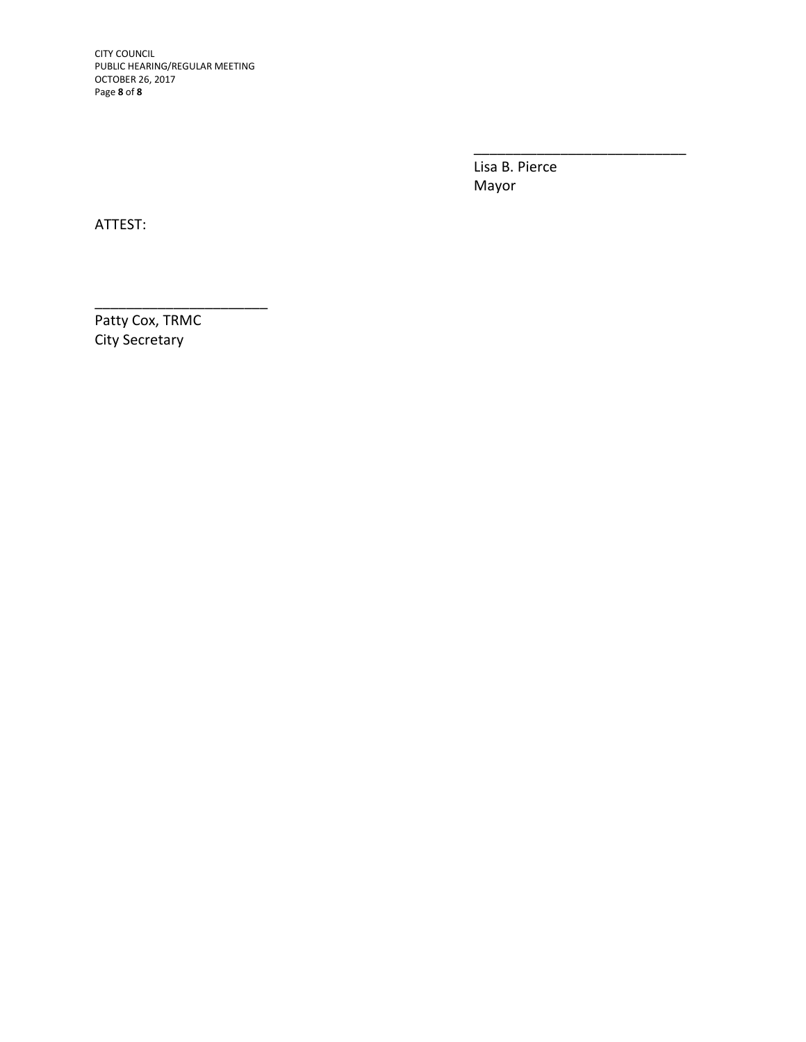\_\_\_\_\_\_\_\_\_\_\_\_\_\_\_\_\_\_\_\_\_\_\_\_\_\_\_\_
Lisa B. Pierce
Mayor

ATTEST:

\_\_\_\_\_\_\_\_\_\_\_\_\_\_\_\_\_\_\_\_\_\_
Patty Cox, TRMC
City Secretary